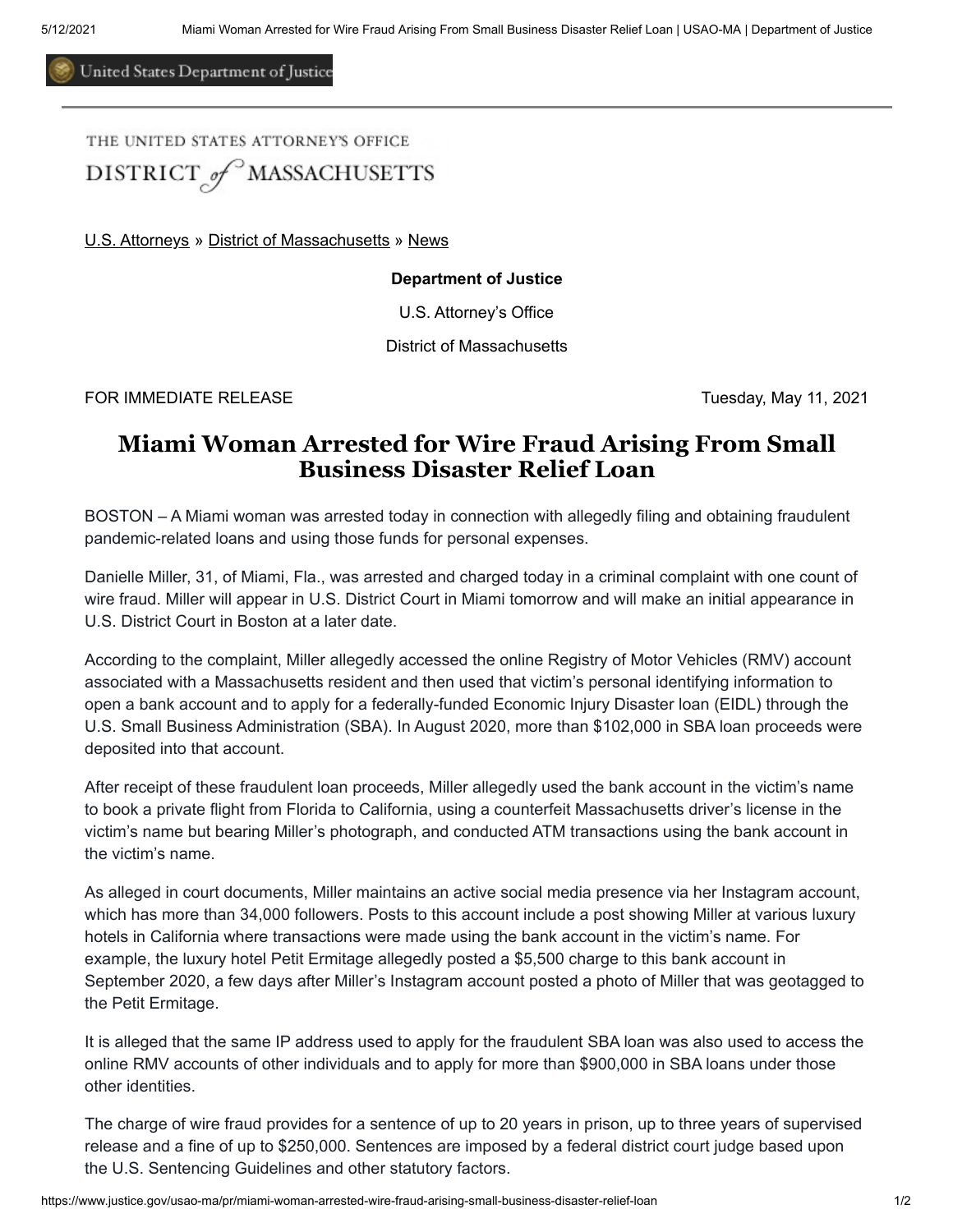THE UNITED STATES ATTORNEY'S OFFICE
DISTRICT of MASSACHUSETTS

U.S. Attorneys » District of Massachusetts » News

**Department of Justice**

U.S. Attorney's Office

District of Massachusetts

FOR IMMEDIATE RELEASE Tuesday, May 11, 2021

# Miami Woman Arrested for Wire Fraud Arising From Small Business Disaster Relief Loan

BOSTON – A Miami woman was arrested today in connection with allegedly filing and obtaining fraudulent pandemic-related loans and using those funds for personal expenses.

Danielle Miller, 31, of Miami, Fla., was arrested and charged today in a criminal complaint with one count of wire fraud. Miller will appear in U.S. District Court in Miami tomorrow and will make an initial appearance in U.S. District Court in Boston at a later date.

According to the complaint, Miller allegedly accessed the online Registry of Motor Vehicles (RMV) account associated with a Massachusetts resident and then used that victim's personal identifying information to open a bank account and to apply for a federally-funded Economic Injury Disaster loan (EIDL) through the U.S. Small Business Administration (SBA). In August 2020, more than $102,000 in SBA loan proceeds were deposited into that account.

After receipt of these fraudulent loan proceeds, Miller allegedly used the bank account in the victim's name to book a private flight from Florida to California, using a counterfeit Massachusetts driver's license in the victim's name but bearing Miller's photograph, and conducted ATM transactions using the bank account in the victim's name.

As alleged in court documents, Miller maintains an active social media presence via her Instagram account, which has more than 34,000 followers. Posts to this account include a post showing Miller at various luxury hotels in California where transactions were made using the bank account in the victim's name. For example, the luxury hotel Petit Ermitage allegedly posted a $5,500 charge to this bank account in September 2020, a few days after Miller's Instagram account posted a photo of Miller that was geotagged to the Petit Ermitage.

It is alleged that the same IP address used to apply for the fraudulent SBA loan was also used to access the online RMV accounts of other individuals and to apply for more than $900,000 in SBA loans under those other identities.

The charge of wire fraud provides for a sentence of up to 20 years in prison, up to three years of supervised release and a fine of up to $250,000. Sentences are imposed by a federal district court judge based upon the U.S. Sentencing Guidelines and other statutory factors.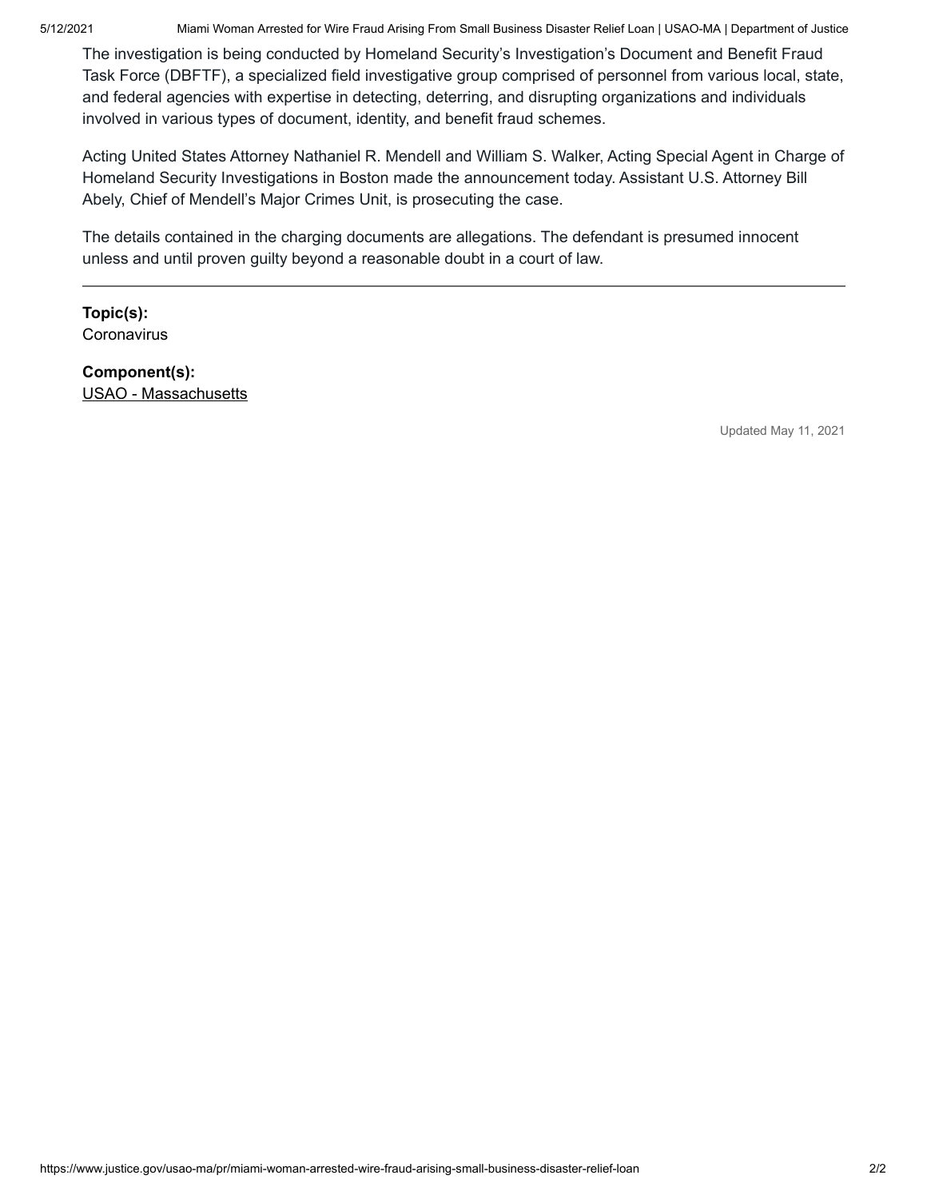The investigation is being conducted by Homeland Security's Investigation's Document and Benefit Fraud Task Force (DBFTF), a specialized field investigative group comprised of personnel from various local, state, and federal agencies with expertise in detecting, deterring, and disrupting organizations and individuals involved in various types of document, identity, and benefit fraud schemes.

Acting United States Attorney Nathaniel R. Mendell and William S. Walker, Acting Special Agent in Charge of Homeland Security Investigations in Boston made the announcement today. Assistant U.S. Attorney Bill Abely, Chief of Mendell's Major Crimes Unit, is prosecuting the case.

The details contained in the charging documents are allegations. The defendant is presumed innocent unless and until proven guilty beyond a reasonable doubt in a court of law.

---

**Topic(s):**
Coronavirus

**Component(s):**
USAO - Massachusetts

Updated May 11, 2021